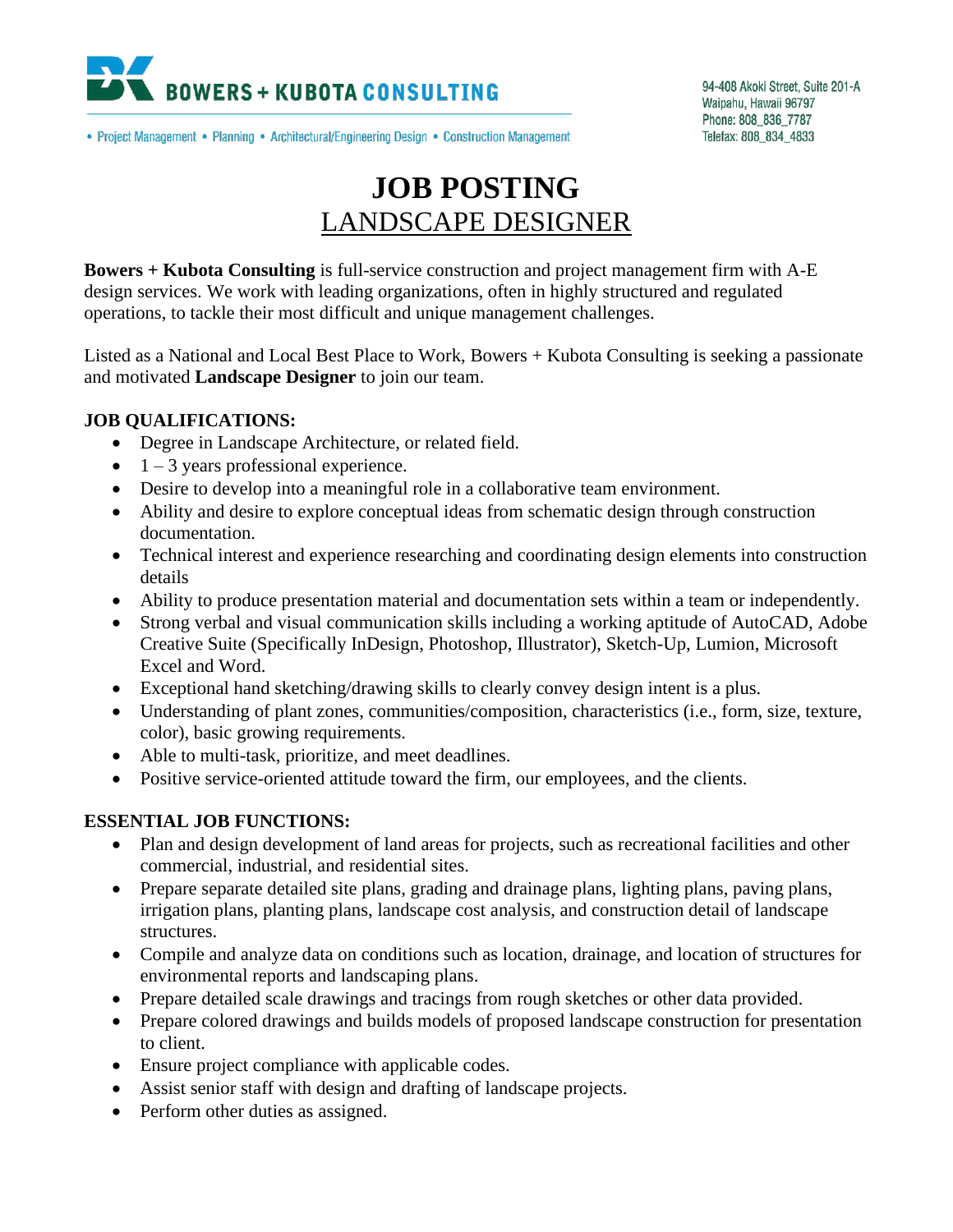**BOWERS + KUBOTA CONSULTING**

• Project Management • Planning • Architectural/Engineering Design • Construction Management

94-408 Akoki Street, Suite 201-A
Waipahu, Hawaii 96797
Phone: 808_836_7787
Telefax: 808_834_4833

# JOB POSTING

## LANDSCAPE DESIGNER

**Bowers + Kubota Consulting** is full-service construction and project management firm with A-E design services. We work with leading organizations, often in highly structured and regulated operations, to tackle their most difficult and unique management challenges.

Listed as a National and Local Best Place to Work, Bowers + Kubota Consulting is seeking a passionate and motivated **Landscape Designer** to join our team.

**JOB QUALIFICATIONS:**

- Degree in Landscape Architecture, or related field.
- 1 – 3 years professional experience.
- Desire to develop into a meaningful role in a collaborative team environment.
- Ability and desire to explore conceptual ideas from schematic design through construction documentation.
- Technical interest and experience researching and coordinating design elements into construction details
- Ability to produce presentation material and documentation sets within a team or independently.
- Strong verbal and visual communication skills including a working aptitude of AutoCAD, Adobe Creative Suite (Specifically InDesign, Photoshop, Illustrator), Sketch-Up, Lumion, Microsoft Excel and Word.
- Exceptional hand sketching/drawing skills to clearly convey design intent is a plus.
- Understanding of plant zones, communities/composition, characteristics (i.e., form, size, texture, color), basic growing requirements.
- Able to multi-task, prioritize, and meet deadlines.
- Positive service-oriented attitude toward the firm, our employees, and the clients.

**ESSENTIAL JOB FUNCTIONS:**

- Plan and design development of land areas for projects, such as recreational facilities and other commercial, industrial, and residential sites.
- Prepare separate detailed site plans, grading and drainage plans, lighting plans, paving plans, irrigation plans, planting plans, landscape cost analysis, and construction detail of landscape structures.
- Compile and analyze data on conditions such as location, drainage, and location of structures for environmental reports and landscaping plans.
- Prepare detailed scale drawings and tracings from rough sketches or other data provided.
- Prepare colored drawings and builds models of proposed landscape construction for presentation to client.
- Ensure project compliance with applicable codes.
- Assist senior staff with design and drafting of landscape projects.
- Perform other duties as assigned.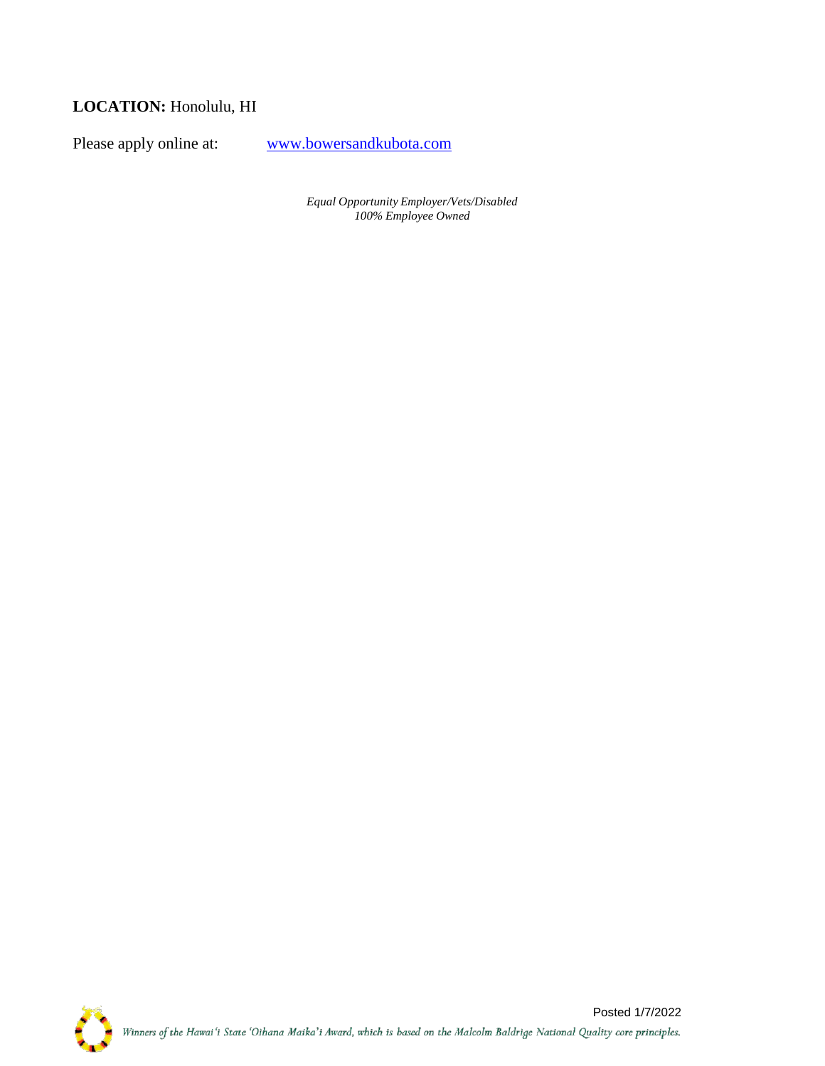**LOCATION:** Honolulu, HI

Please apply online at: [www.bowersandkubota.com](http://www.bowersandkubota.com)

*Equal Opportunity Employer/Vets/Disabled*
*100% Employee Owned*

Posted 1/7/2022

*Winners of the Hawai'i State 'Oihana Maika'i Award, which is based on the Malcolm Baldrige National Quality core principles.*